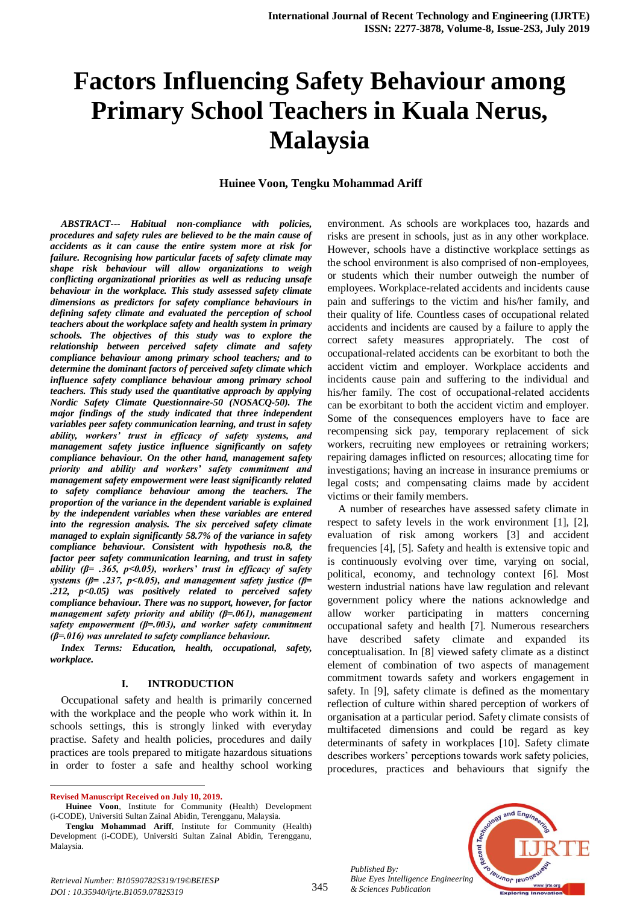# Factors Influencing Safety Behaviour among Primary School Teachers in Kuala Nerus, Malaysia

**Huinee Voon, Tengku Mohammad Ariff**

***ABSTRACT--- Habitual non-compliance with policies, procedures and safety rules are believed to be the main cause of accidents as it can cause the entire system more at risk for failure. Recognising how particular facets of safety climate may shape risk behaviour will allow organizations to weigh conflicting organizational priorities as well as reducing unsafe behaviour in the workplace. This study assessed safety climate dimensions as predictors for safety compliance behaviours in defining safety climate and evaluated the perception of school teachers about the workplace safety and health system in primary schools. The objectives of this study was to explore the relationship between perceived safety climate and safety compliance behaviour among primary school teachers; and to determine the dominant factors of perceived safety climate which influence safety compliance behaviour among primary school teachers. This study used the quantitative approach by applying Nordic Safety Climate Questionnaire-50 (NOSACQ-50). The major findings of the study indicated that three independent variables peer safety communication learning, and trust in safety ability, workers' trust in efficacy of safety systems, and management safety justice influence significantly on safety compliance behaviour. On the other hand, management safety priority and ability and workers' safety commitment and management safety empowerment were least significantly related to safety compliance behaviour among the teachers. The proportion of the variance in the dependent variable is explained by the independent variables when these variables are entered into the regression analysis. The six perceived safety climate managed to explain significantly 58.7% of the variance in safety compliance behaviour. Consistent with hypothesis no.8, the factor peer safety communication learning, and trust in safety ability ($\beta$= .365, $p<0.05$), workers' trust in efficacy of safety systems ($\beta$= .237, $p<0.05$), and management safety justice ($\beta$= .212, $p<0.05$) was positively related to perceived safety compliance behaviour. There was no support, however, for factor management safety priority and ability ($\beta$=.061), management safety empowerment ($\beta$=.003), and worker safety commitment ($\beta$=.016) was unrelated to safety compliance behaviour.***

***Index Terms: Education, health, occupational, safety, workplace.***

## I. INTRODUCTION

Occupational safety and health is primarily concerned with the workplace and the people who work within it. In schools settings, this is strongly linked with everyday practise. Safety and health policies, procedures and daily practices are tools prepared to mitigate hazardous situations in order to foster a safe and healthy school working environment. As schools are workplaces too, hazards and risks are present in schools, just as in any other workplace. However, schools have a distinctive workplace settings as the school environment is also comprised of non-employees, or students which their number outweigh the number of employees. Workplace-related accidents and incidents cause pain and sufferings to the victim and his/her family, and their quality of life. Countless cases of occupational related accidents and incidents are caused by a failure to apply the correct safety measures appropriately. The cost of occupational-related accidents can be exorbitant to both the accident victim and employer. Workplace accidents and incidents cause pain and suffering to the individual and his/her family. The cost of occupational-related accidents can be exorbitant to both the accident victim and employer. Some of the consequences employers have to face are recompensing sick pay, temporary replacement of sick workers, recruiting new employees or retraining workers; repairing damages inflicted on resources; allocating time for investigations; having an increase in insurance premiums or legal costs; and compensating claims made by accident victims or their family members.

A number of researches have assessed safety climate in respect to safety levels in the work environment [1], [2], evaluation of risk among workers [3] and accident frequencies [4], [5]. Safety and health is extensive topic and is continuously evolving over time, varying on social, political, economy, and technology context [6]. Most western industrial nations have law regulation and relevant government policy where the nations acknowledge and allow worker participating in matters concerning occupational safety and health [7]. Numerous researchers have described safety climate and expanded its conceptualisation. In [8] viewed safety climate as a distinct element of combination of two aspects of management commitment towards safety and workers engagement in safety. In [9], safety climate is defined as the momentary reflection of culture within shared perception of workers of organisation at a particular period. Safety climate consists of multifaceted dimensions and could be regard as key determinants of safety in workplaces [10]. Safety climate describes workers' perceptions towards work safety policies, procedures, practices and behaviours that signify the

---

**Revised Manuscript Received on July 10, 2019.**

**Huinee Voon**, Institute for Community (Health) Development (i-CODE), Universiti Sultan Zainal Abidin, Terengganu, Malaysia.

**Tengku Mohammad Ariff**, Institute for Community (Health) Development (i-CODE), Universiti Sultan Zainal Abidin, Terengganu, Malaysia.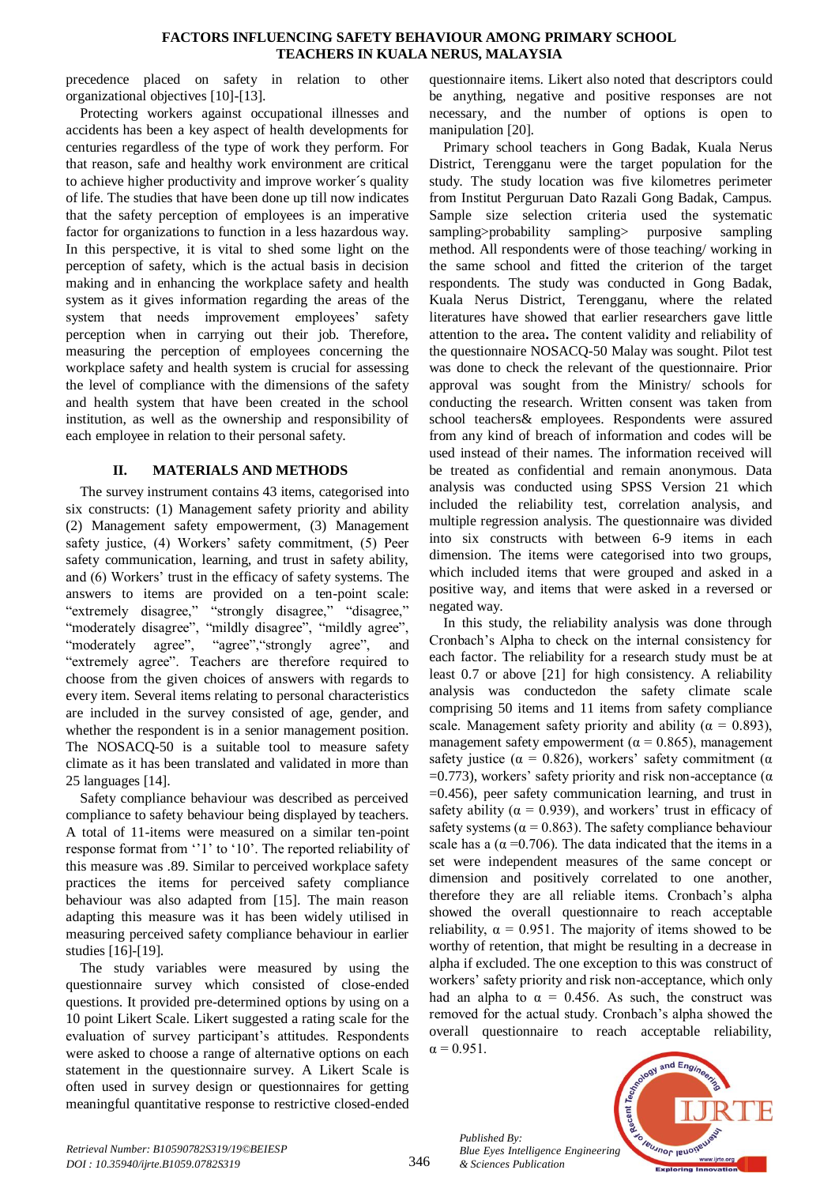precedence placed on safety in relation to other organizational objectives [10]-[13].

Protecting workers against occupational illnesses and accidents has been a key aspect of health developments for centuries regardless of the type of work they perform. For that reason, safe and healthy work environment are critical to achieve higher productivity and improve worker´s quality of life. The studies that have been done up till now indicates that the safety perception of employees is an imperative factor for organizations to function in a less hazardous way. In this perspective, it is vital to shed some light on the perception of safety, which is the actual basis in decision making and in enhancing the workplace safety and health system as it gives information regarding the areas of the system that needs improvement employees' safety perception when in carrying out their job. Therefore, measuring the perception of employees concerning the workplace safety and health system is crucial for assessing the level of compliance with the dimensions of the safety and health system that have been created in the school institution, as well as the ownership and responsibility of each employee in relation to their personal safety.

## II. MATERIALS AND METHODS

The survey instrument contains 43 items, categorised into six constructs: (1) Management safety priority and ability (2) Management safety empowerment, (3) Management safety justice, (4) Workers' safety commitment, (5) Peer safety communication, learning, and trust in safety ability, and (6) Workers' trust in the efficacy of safety systems. The answers to items are provided on a ten-point scale: "extremely disagree," "strongly disagree," "disagree," "moderately disagree", "mildly disagree", "mildly agree", "moderately agree", "agree","strongly agree", and "extremely agree". Teachers are therefore required to choose from the given choices of answers with regards to every item. Several items relating to personal characteristics are included in the survey consisted of age, gender, and whether the respondent is in a senior management position. The NOSACQ-50 is a suitable tool to measure safety climate as it has been translated and validated in more than 25 languages [14].

Safety compliance behaviour was described as perceived compliance to safety behaviour being displayed by teachers. A total of 11-items were measured on a similar ten-point response format from ''1' to '10'. The reported reliability of this measure was .89. Similar to perceived workplace safety practices the items for perceived safety compliance behaviour was also adapted from [15]. The main reason adapting this measure was it has been widely utilised in measuring perceived safety compliance behaviour in earlier studies [16]-[19].

The study variables were measured by using the questionnaire survey which consisted of close-ended questions. It provided pre-determined options by using on a 10 point Likert Scale. Likert suggested a rating scale for the evaluation of survey participant's attitudes. Respondents were asked to choose a range of alternative options on each statement in the questionnaire survey. A Likert Scale is often used in survey design or questionnaires for getting meaningful quantitative response to restrictive closed-ended questionnaire items. Likert also noted that descriptors could be anything, negative and positive responses are not necessary, and the number of options is open to manipulation [20].

Primary school teachers in Gong Badak, Kuala Nerus District, Terengganu were the target population for the study. The study location was five kilometres perimeter from Institut Perguruan Dato Razali Gong Badak, Campus. Sample size selection criteria used the systematic sampling>probability sampling> purposive sampling method. All respondents were of those teaching/ working in the same school and fitted the criterion of the target respondents. The study was conducted in Gong Badak, Kuala Nerus District, Terengganu, where the related literatures have showed that earlier researchers gave little attention to the area**.** The content validity and reliability of the questionnaire NOSACQ-50 Malay was sought. Pilot test was done to check the relevant of the questionnaire. Prior approval was sought from the Ministry/ schools for conducting the research. Written consent was taken from school teachers& employees. Respondents were assured from any kind of breach of information and codes will be used instead of their names. The information received will be treated as confidential and remain anonymous. Data analysis was conducted using SPSS Version 21 which included the reliability test, correlation analysis, and multiple regression analysis. The questionnaire was divided into six constructs with between 6-9 items in each dimension. The items were categorised into two groups, which included items that were grouped and asked in a positive way, and items that were asked in a reversed or negated way.

In this study, the reliability analysis was done through Cronbach's Alpha to check on the internal consistency for each factor. The reliability for a research study must be at least 0.7 or above [21] for high consistency. A reliability analysis was conductedon the safety climate scale comprising 50 items and 11 items from safety compliance scale. Management safety priority and ability ($\alpha = 0.893$), management safety empowerment ($\alpha = 0.865$), management safety justice ($\alpha = 0.826$), workers' safety commitment ($\alpha = 0.773$), workers' safety priority and risk non-acceptance ($\alpha = 0.456$), peer safety communication learning, and trust in safety ability ($\alpha = 0.939$), and workers' trust in efficacy of safety systems ($\alpha = 0.863$). The safety compliance behaviour scale has a ($\alpha = 0.706$). The data indicated that the items in a set were independent measures of the same concept or dimension and positively correlated to one another, therefore they are all reliable items. Cronbach's alpha showed the overall questionnaire to reach acceptable reliability, $\alpha = 0.951$. The majority of items showed to be worthy of retention, that might be resulting in a decrease in alpha if excluded. The one exception to this was construct of workers' safety priority and risk non-acceptance, which only had an alpha to $\alpha = 0.456$. As such, the construct was removed for the actual study. Cronbach's alpha showed the overall questionnaire to reach acceptable reliability, $\alpha = 0.951$.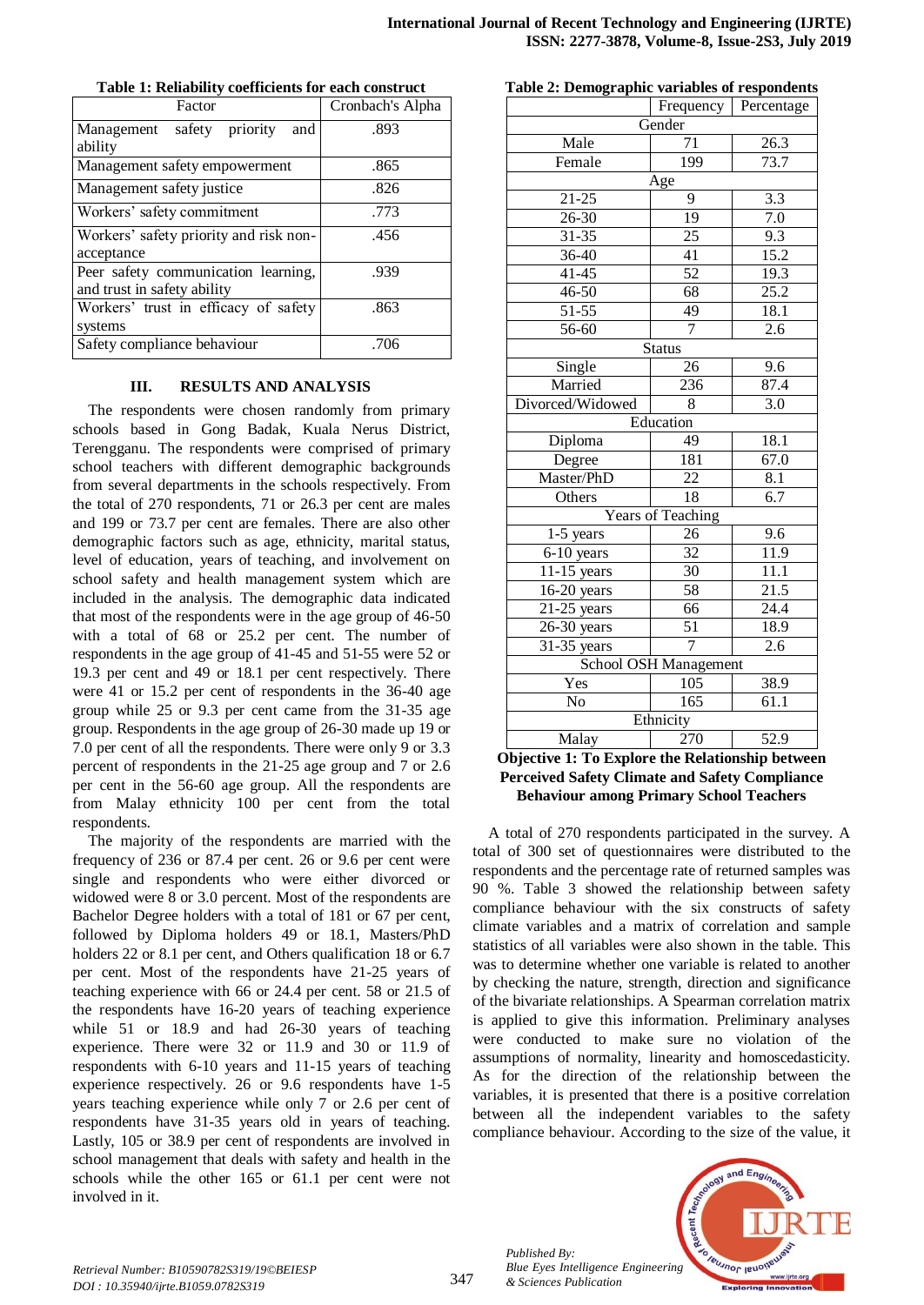**Table 1: Reliability coefficients for each construct**

| Factor | Cronbach's Alpha |
|---|---|
| Management safety priority and ability | .893 |
| Management safety empowerment | .865 |
| Management safety justice | .826 |
| Workers' safety commitment | .773 |
| Workers' safety priority and risk non-acceptance | .456 |
| Peer safety communication learning, and trust in safety ability | .939 |
| Workers' trust in efficacy of safety systems | .863 |
| Safety compliance behaviour | .706 |

## III. RESULTS AND ANALYSIS

The respondents were chosen randomly from primary schools based in Gong Badak, Kuala Nerus District, Terengganu. The respondents were comprised of primary school teachers with different demographic backgrounds from several departments in the schools respectively. From the total of 270 respondents, 71 or 26.3 per cent are males and 199 or 73.7 per cent are females. There are also other demographic factors such as age, ethnicity, marital status, level of education, years of teaching, and involvement on school safety and health management system which are included in the analysis. The demographic data indicated that most of the respondents were in the age group of 46-50 with a total of 68 or 25.2 per cent. The number of respondents in the age group of 41-45 and 51-55 were 52 or 19.3 per cent and 49 or 18.1 per cent respectively. There were 41 or 15.2 per cent of respondents in the 36-40 age group while 25 or 9.3 per cent came from the 31-35 age group. Respondents in the age group of 26-30 made up 19 or 7.0 per cent of all the respondents. There were only 9 or 3.3 percent of respondents in the 21-25 age group and 7 or 2.6 per cent in the 56-60 age group. All the respondents are from Malay ethnicity 100 per cent from the total respondents.

The majority of the respondents are married with the frequency of 236 or 87.4 per cent. 26 or 9.6 per cent were single and respondents who were either divorced or widowed were 8 or 3.0 percent. Most of the respondents are Bachelor Degree holders with a total of 181 or 67 per cent, followed by Diploma holders 49 or 18.1, Masters/PhD holders 22 or 8.1 per cent, and Others qualification 18 or 6.7 per cent. Most of the respondents have 21-25 years of teaching experience with 66 or 24.4 per cent. 58 or 21.5 of the respondents have 16-20 years of teaching experience while 51 or 18.9 and had 26-30 years of teaching experience. There were 32 or 11.9 and 30 or 11.9 of respondents with 6-10 years and 11-15 years of teaching experience respectively. 26 or 9.6 respondents have 1-5 years teaching experience while only 7 or 2.6 per cent of respondents have 31-35 years old in years of teaching. Lastly, 105 or 38.9 per cent of respondents are involved in school management that deals with safety and health in the schools while the other 165 or 61.1 per cent were not involved in it.

**Table 2: Demographic variables of respondents**

| | Frequency | Percentage |
|---|---|---|
| **Gender** | | |
| Male | 71 | 26.3 |
| Female | 199 | 73.7 |
| **Age** | | |
| 21-25 | 9 | 3.3 |
| 26-30 | 19 | 7.0 |
| 31-35 | 25 | 9.3 |
| 36-40 | 41 | 15.2 |
| 41-45 | 52 | 19.3 |
| 46-50 | 68 | 25.2 |
| 51-55 | 49 | 18.1 |
| 56-60 | 7 | 2.6 |
| **Status** | | |
| Single | 26 | 9.6 |
| Married | 236 | 87.4 |
| Divorced/Widowed | 8 | 3.0 |
| **Education** | | |
| Diploma | 49 | 18.1 |
| Degree | 181 | 67.0 |
| Master/PhD | 22 | 8.1 |
| Others | 18 | 6.7 |
| **Years of Teaching** | | |
| 1-5 years | 26 | 9.6 |
| 6-10 years | 32 | 11.9 |
| 11-15 years | 30 | 11.1 |
| 16-20 years | 58 | 21.5 |
| 21-25 years | 66 | 24.4 |
| 26-30 years | 51 | 18.9 |
| 31-35 years | 7 | 2.6 |
| **School OSH Management** | | |
| Yes | 105 | 38.9 |
| No | 165 | 61.1 |
| **Ethnicity** | | |
| Malay | 270 | 52.9 |

**Objective 1: To Explore the Relationship between Perceived Safety Climate and Safety Compliance Behaviour among Primary School Teachers**

A total of 270 respondents participated in the survey. A total of 300 set of questionnaires were distributed to the respondents and the percentage rate of returned samples was 90 %. Table 3 showed the relationship between safety compliance behaviour with the six constructs of safety climate variables and a matrix of correlation and sample statistics of all variables were also shown in the table. This was to determine whether one variable is related to another by checking the nature, strength, direction and significance of the bivariate relationships. A Spearman correlation matrix is applied to give this information. Preliminary analyses were conducted to make sure no violation of the assumptions of normality, linearity and homoscedasticity. As for the direction of the relationship between the variables, it is presented that there is a positive correlation between all the independent variables to the safety compliance behaviour. According to the size of the value, it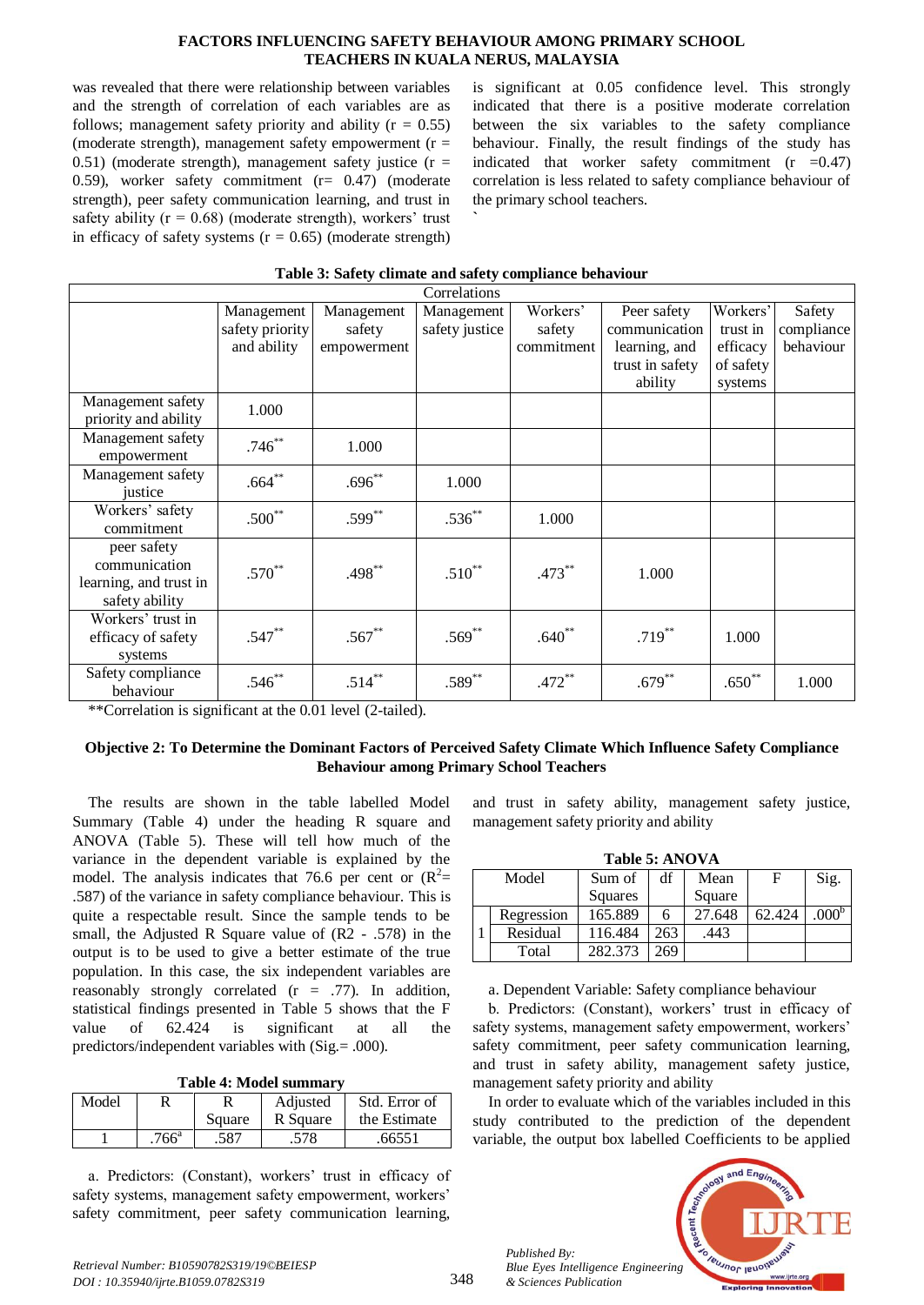was revealed that there were relationship between variables and the strength of correlation of each variables are as follows; management safety priority and ability (r = 0.55) (moderate strength), management safety empowerment (r = 0.51) (moderate strength), management safety justice (r = 0.59), worker safety commitment (r= 0.47) (moderate strength), peer safety communication learning, and trust in safety ability (r = 0.68) (moderate strength), workers' trust in efficacy of safety systems (r = 0.65) (moderate strength) is significant at 0.05 confidence level. This strongly indicated that there is a positive moderate correlation between the six variables to the safety compliance behaviour. Finally, the result findings of the study has indicated that worker safety commitment (r =0.47) correlation is less related to safety compliance behaviour of the primary school teachers.

`

**Table 3: Safety climate and safety compliance behaviour**

| Correlations | | | | | | | |
|---|---|---|---|---|---|---|---|
| | Management safety priority and ability | Management safety empowerment | Management safety justice | Workers' safety commitment | Peer safety communication learning, and trust in safety ability | Workers' trust in efficacy of safety systems | Safety compliance behaviour |
| Management safety priority and ability | 1.000 | | | | | | |
| Management safety empowerment | .746** | 1.000 | | | | | |
| Management safety justice | .664** | .696** | 1.000 | | | | |
| Workers' safety commitment | .500** | .599** | .536** | 1.000 | | | |
| peer safety communication learning, and trust in safety ability | .570** | .498** | .510** | .473** | 1.000 | | |
| Workers' trust in efficacy of safety systems | .547** | .567** | .569** | .640** | .719** | 1.000 | |
| Safety compliance behaviour | .546** | .514** | .589** | .472** | .679** | .650** | 1.000 |

**Correlation is significant at the 0.01 level (2-tailed).

### Objective 2: To Determine the Dominant Factors of Perceived Safety Climate Which Influence Safety Compliance Behaviour among Primary School Teachers

The results are shown in the table labelled Model Summary (Table 4) under the heading R square and ANOVA (Table 5). These will tell how much of the variance in the dependent variable is explained by the model. The analysis indicates that 76.6 per cent or ($R^2$= .587) of the variance in safety compliance behaviour. This is quite a respectable result. Since the sample tends to be small, the Adjusted R Square value of (R2 - .578) in the output is to be used to give a better estimate of the true population. In this case, the six independent variables are reasonably strongly correlated (r = .77). In addition, statistical findings presented in Table 5 shows that the F value of 62.424 is significant at all the predictors/independent variables with (Sig.= .000).

**Table 4: Model summary**

| Model | R | R Square | Adjusted R Square | Std. Error of the Estimate |
|---|---|---|---|---|
| 1 | .766[a] | .587 | .578 | .66551 |

a. Predictors: (Constant), workers' trust in efficacy of safety systems, management safety empowerment, workers' safety commitment, peer safety communication learning, and trust in safety ability, management safety justice, management safety priority and ability

**Table 5: ANOVA**

| Model | | Sum of Squares | df | Mean Square | F | Sig. |
|---|---|---|---|---|---|---|
| 1 | Regression | 165.889 | 6 | 27.648 | 62.424 | .000[b] |
| | Residual | 116.484 | 263 | .443 | | |
| | Total | 282.373 | 269 | | | |

a. Dependent Variable: Safety compliance behaviour

b. Predictors: (Constant), workers' trust in efficacy of safety systems, management safety empowerment, workers' safety commitment, peer safety communication learning, and trust in safety ability, management safety justice, management safety priority and ability

In order to evaluate which of the variables included in this study contributed to the prediction of the dependent variable, the output box labelled Coefficients to be applied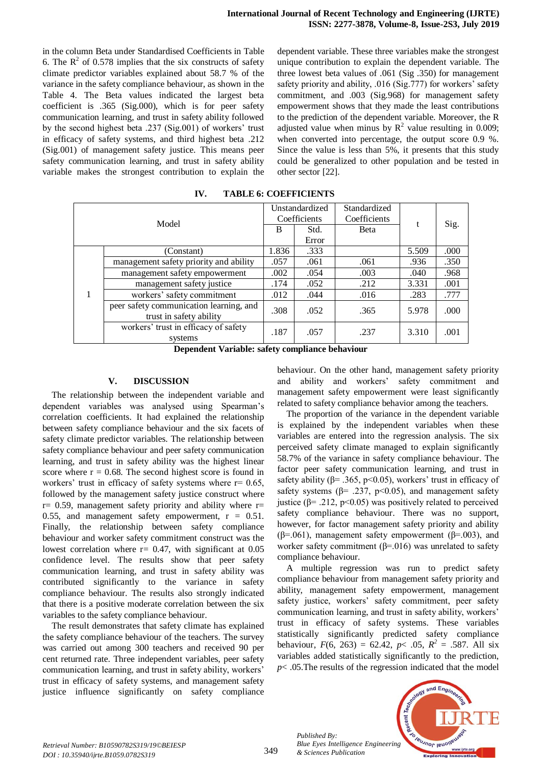in the column Beta under Standardised Coefficients in Table 6. The $R^2$ of 0.578 implies that the six constructs of safety climate predictor variables explained about 58.7 % of the variance in the safety compliance behaviour, as shown in the Table 4. The Beta values indicated the largest beta coefficient is .365 (Sig.000), which is for peer safety communication learning, and trust in safety ability followed by the second highest beta .237 (Sig.001) of workers' trust in efficacy of safety systems, and third highest beta .212 (Sig.001) of management safety justice. This means peer safety communication learning, and trust in safety ability variable makes the strongest contribution to explain the dependent variable. These three variables make the strongest unique contribution to explain the dependent variable. The three lowest beta values of .061 (Sig .350) for management safety priority and ability, .016 (Sig.777) for workers' safety commitment, and .003 (Sig.968) for management safety empowerment shows that they made the least contributions to the prediction of the dependent variable. Moreover, the R adjusted value when minus by $R^2$ value resulting in 0.009; when converted into percentage, the output score 0.9 %. Since the value is less than 5%, it presents that this study could be generalized to other population and be tested in other sector [22].

## IV. TABLE 6: COEFFICIENTS

| Model | | Unstandardized Coefficients | | Standardized Coefficients | t | Sig. |
|---|---|---|---|---|---|---|
| | | B | Std. Error | Beta | | |
| 1 | (Constant) | 1.836 | .333 | | 5.509 | .000 |
| | management safety priority and ability | .057 | .061 | .061 | .936 | .350 |
| | management safety empowerment | .002 | .054 | .003 | .040 | .968 |
| | management safety justice | .174 | .052 | .212 | 3.331 | .001 |
| | workers' safety commitment | .012 | .044 | .016 | .283 | .777 |
| | peer safety communication learning, and trust in safety ability | .308 | .052 | .365 | 5.978 | .000 |
| | workers' trust in efficacy of safety systems | .187 | .057 | .237 | 3.310 | .001 |

**Dependent Variable: safety compliance behaviour**

## V. DISCUSSION

The relationship between the independent variable and dependent variables was analysed using Spearman's correlation coefficients. It had explained the relationship between safety compliance behaviour and the six facets of safety climate predictor variables. The relationship between safety compliance behaviour and peer safety communication learning, and trust in safety ability was the highest linear score where r = 0.68. The second highest score is found in workers' trust in efficacy of safety systems where r= 0.65, followed by the management safety justice construct where r= 0.59, management safety priority and ability where r= 0.55, and management safety empowerment, r = 0.51. Finally, the relationship between safety compliance behaviour and worker safety commitment construct was the lowest correlation where r= 0.47, with significant at 0.05 confidence level. The results show that peer safety communication learning, and trust in safety ability was contributed significantly to the variance in safety compliance behaviour. The results also strongly indicated that there is a positive moderate correlation between the six variables to the safety compliance behaviour.

The result demonstrates that safety climate has explained the safety compliance behaviour of the teachers. The survey was carried out among 300 teachers and received 90 per cent returned rate. Three independent variables, peer safety communication learning, and trust in safety ability, workers' trust in efficacy of safety systems, and management safety justice influence significantly on safety compliance behaviour. On the other hand, management safety priority and ability and workers' safety commitment and management safety empowerment were least significantly related to safety compliance behavior among the teachers.

The proportion of the variance in the dependent variable is explained by the independent variables when these variables are entered into the regression analysis. The six perceived safety climate managed to explain significantly 58.7% of the variance in safety compliance behaviour. The factor peer safety communication learning, and trust in safety ability (β= .365, p<0.05), workers' trust in efficacy of safety systems (β= .237, p<0.05), and management safety justice (β= .212, p<0.05) was positively related to perceived safety compliance behaviour. There was no support, however, for factor management safety priority and ability (β=.061), management safety empowerment (β=.003), and worker safety commitment (β=.016) was unrelated to safety compliance behaviour.

A multiple regression was run to predict safety compliance behaviour from management safety priority and ability, management safety empowerment, management safety justice, workers' safety commitment, peer safety communication learning, and trust in safety ability, workers' trust in efficacy of safety systems. These variables statistically significantly predicted safety compliance behaviour, $F(6, 263) = 62.42$, $p< .05$, $R^2 = .587$. All six variables added statistically significantly to the prediction, $p< .05$.The results of the regression indicated that the model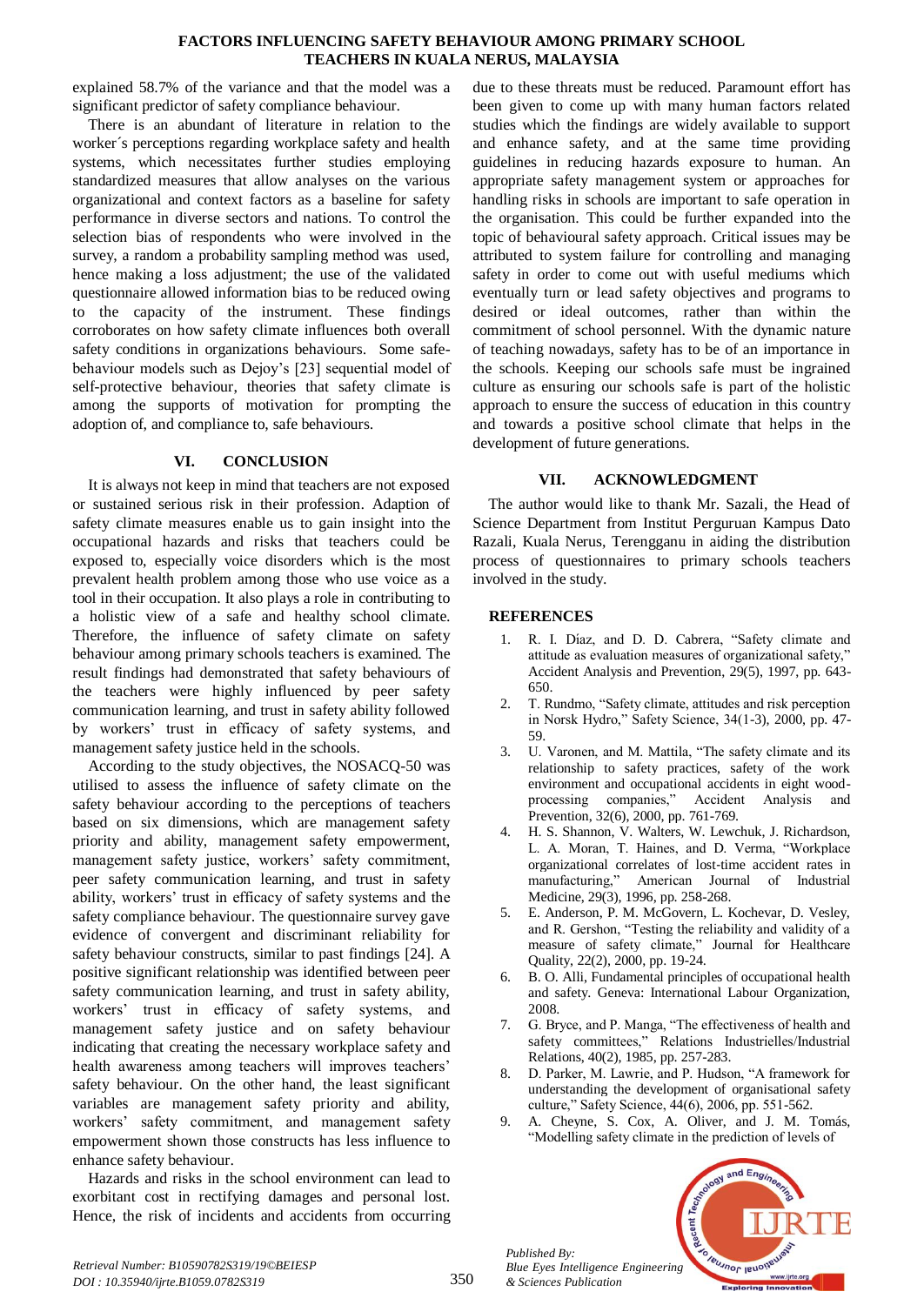explained 58.7% of the variance and that the model was a significant predictor of safety compliance behaviour.

There is an abundant of literature in relation to the worker´s perceptions regarding workplace safety and health systems, which necessitates further studies employing standardized measures that allow analyses on the various organizational and context factors as a baseline for safety performance in diverse sectors and nations. To control the selection bias of respondents who were involved in the survey, a random a probability sampling method was used, hence making a loss adjustment; the use of the validated questionnaire allowed information bias to be reduced owing to the capacity of the instrument. These findings corroborates on how safety climate influences both overall safety conditions in organizations behaviours. Some safe-behaviour models such as Dejoy's [23] sequential model of self-protective behaviour, theories that safety climate is among the supports of motivation for prompting the adoption of, and compliance to, safe behaviours.

## VI. CONCLUSION

It is always not keep in mind that teachers are not exposed or sustained serious risk in their profession. Adaption of safety climate measures enable us to gain insight into the occupational hazards and risks that teachers could be exposed to, especially voice disorders which is the most prevalent health problem among those who use voice as a tool in their occupation. It also plays a role in contributing to a holistic view of a safe and healthy school climate. Therefore, the influence of safety climate on safety behaviour among primary schools teachers is examined. The result findings had demonstrated that safety behaviours of the teachers were highly influenced by peer safety communication learning, and trust in safety ability followed by workers' trust in efficacy of safety systems, and management safety justice held in the schools.

According to the study objectives, the NOSACQ-50 was utilised to assess the influence of safety climate on the safety behaviour according to the perceptions of teachers based on six dimensions, which are management safety priority and ability, management safety empowerment, management safety justice, workers' safety commitment, peer safety communication learning, and trust in safety ability, workers' trust in efficacy of safety systems and the safety compliance behaviour. The questionnaire survey gave evidence of convergent and discriminant reliability for safety behaviour constructs, similar to past findings [24]. A positive significant relationship was identified between peer safety communication learning, and trust in safety ability, workers' trust in efficacy of safety systems, and management safety justice and on safety behaviour indicating that creating the necessary workplace safety and health awareness among teachers will improves teachers' safety behaviour. On the other hand, the least significant variables are management safety priority and ability, workers' safety commitment, and management safety empowerment shown those constructs has less influence to enhance safety behaviour.

Hazards and risks in the school environment can lead to exorbitant cost in rectifying damages and personal lost. Hence, the risk of incidents and accidents from occurring due to these threats must be reduced. Paramount effort has been given to come up with many human factors related studies which the findings are widely available to support and enhance safety, and at the same time providing guidelines in reducing hazards exposure to human. An appropriate safety management system or approaches for handling risks in schools are important to safe operation in the organisation. This could be further expanded into the topic of behavioural safety approach. Critical issues may be attributed to system failure for controlling and managing safety in order to come out with useful mediums which eventually turn or lead safety objectives and programs to desired or ideal outcomes, rather than within the commitment of school personnel. With the dynamic nature of teaching nowadays, safety has to be of an importance in the schools. Keeping our schools safe must be ingrained culture as ensuring our schools safe is part of the holistic approach to ensure the success of education in this country and towards a positive school climate that helps in the development of future generations.

## VII. ACKNOWLEDGMENT

The author would like to thank Mr. Sazali, the Head of Science Department from Institut Perguruan Kampus Dato Razali, Kuala Nerus, Terengganu in aiding the distribution process of questionnaires to primary schools teachers involved in the study.

## REFERENCES

1. R. I. Díaz, and D. D. Cabrera, "Safety climate and attitude as evaluation measures of organizational safety," Accident Analysis and Prevention, 29(5), 1997, pp. 643-650.
2. T. Rundmo, "Safety climate, attitudes and risk perception in Norsk Hydro," Safety Science, 34(1-3), 2000, pp. 47-59.
3. U. Varonen, and M. Mattila, "The safety climate and its relationship to safety practices, safety of the work environment and occupational accidents in eight wood-processing companies," Accident Analysis and Prevention, 32(6), 2000, pp. 761-769.
4. H. S. Shannon, V. Walters, W. Lewchuk, J. Richardson, L. A. Moran, T. Haines, and D. Verma, "Workplace organizational correlates of lost-time accident rates in manufacturing," American Journal of Industrial Medicine, 29(3), 1996, pp. 258-268.
5. E. Anderson, P. M. McGovern, L. Kochevar, D. Vesley, and R. Gershon, "Testing the reliability and validity of a measure of safety climate," Journal for Healthcare Quality, 22(2), 2000, pp. 19-24.
6. B. O. Alli, Fundamental principles of occupational health and safety. Geneva: International Labour Organization, 2008.
7. G. Bryce, and P. Manga, "The effectiveness of health and safety committees," Relations Industrielles/Industrial Relations, 40(2), 1985, pp. 257-283.
8. D. Parker, M. Lawrie, and P. Hudson, "A framework for understanding the development of organisational safety culture," Safety Science, 44(6), 2006, pp. 551-562.
9. A. Cheyne, S. Cox, A. Oliver, and J. M. Tomás, "Modelling safety climate in the prediction of levels of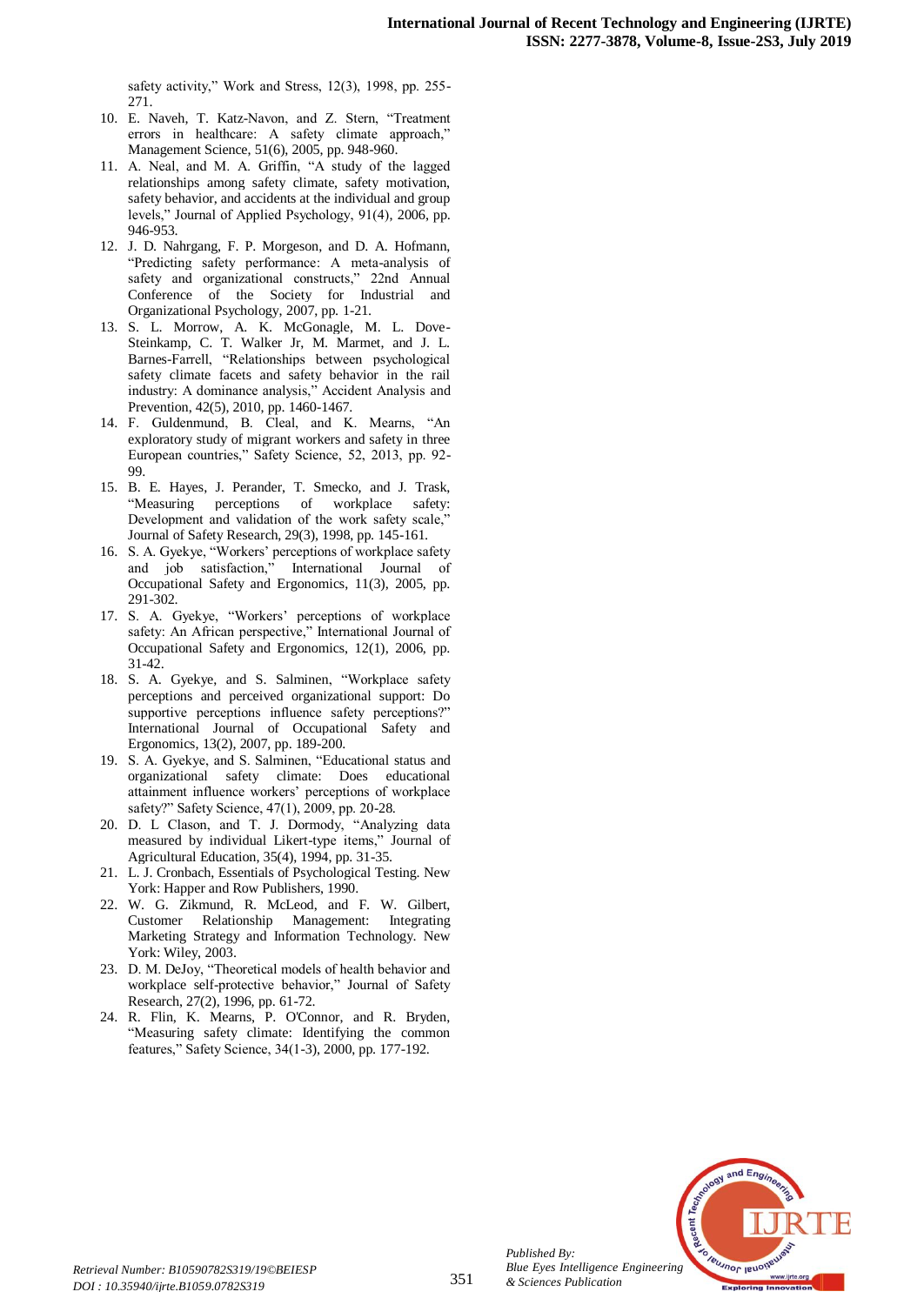safety activity," Work and Stress, 12(3), 1998, pp. 255-271.

10. E. Naveh, T. Katz-Navon, and Z. Stern, "Treatment errors in healthcare: A safety climate approach," Management Science, 51(6), 2005, pp. 948-960.
11. A. Neal, and M. A. Griffin, "A study of the lagged relationships among safety climate, safety motivation, safety behavior, and accidents at the individual and group levels," Journal of Applied Psychology, 91(4), 2006, pp. 946-953.
12. J. D. Nahrgang, F. P. Morgeson, and D. A. Hofmann, "Predicting safety performance: A meta-analysis of safety and organizational constructs," 22nd Annual Conference of the Society for Industrial and Organizational Psychology, 2007, pp. 1-21.
13. S. L. Morrow, A. K. McGonagle, M. L. Dove-Steinkamp, C. T. Walker Jr, M. Marmet, and J. L. Barnes-Farrell, "Relationships between psychological safety climate facets and safety behavior in the rail industry: A dominance analysis," Accident Analysis and Prevention, 42(5), 2010, pp. 1460-1467.
14. F. Guldenmund, B. Cleal, and K. Mearns, "An exploratory study of migrant workers and safety in three European countries," Safety Science, 52, 2013, pp. 92-99.
15. B. E. Hayes, J. Perander, T. Smecko, and J. Trask, "Measuring perceptions of workplace safety: Development and validation of the work safety scale," Journal of Safety Research, 29(3), 1998, pp. 145-161.
16. S. A. Gyekye, "Workers' perceptions of workplace safety and job satisfaction," International Journal of Occupational Safety and Ergonomics, 11(3), 2005, pp. 291-302.
17. S. A. Gyekye, "Workers' perceptions of workplace safety: An African perspective," International Journal of Occupational Safety and Ergonomics, 12(1), 2006, pp. 31-42.
18. S. A. Gyekye, and S. Salminen, "Workplace safety perceptions and perceived organizational support: Do supportive perceptions influence safety perceptions?" International Journal of Occupational Safety and Ergonomics, 13(2), 2007, pp. 189-200.
19. S. A. Gyekye, and S. Salminen, "Educational status and organizational safety climate: Does educational attainment influence workers' perceptions of workplace safety?" Safety Science, 47(1), 2009, pp. 20-28.
20. D. L Clason, and T. J. Dormody, "Analyzing data measured by individual Likert-type items," Journal of Agricultural Education, 35(4), 1994, pp. 31-35.
21. L. J. Cronbach, Essentials of Psychological Testing. New York: Happer and Row Publishers, 1990.
22. W. G. Zikmund, R. McLeod, and F. W. Gilbert, Customer Relationship Management: Integrating Marketing Strategy and Information Technology. New York: Wiley, 2003.
23. D. M. DeJoy, "Theoretical models of health behavior and workplace self-protective behavior," Journal of Safety Research, 27(2), 1996, pp. 61-72.
24. R. Flin, K. Mearns, P. O'Connor, and R. Bryden, "Measuring safety climate: Identifying the common features," Safety Science, 34(1-3), 2000, pp. 177-192.